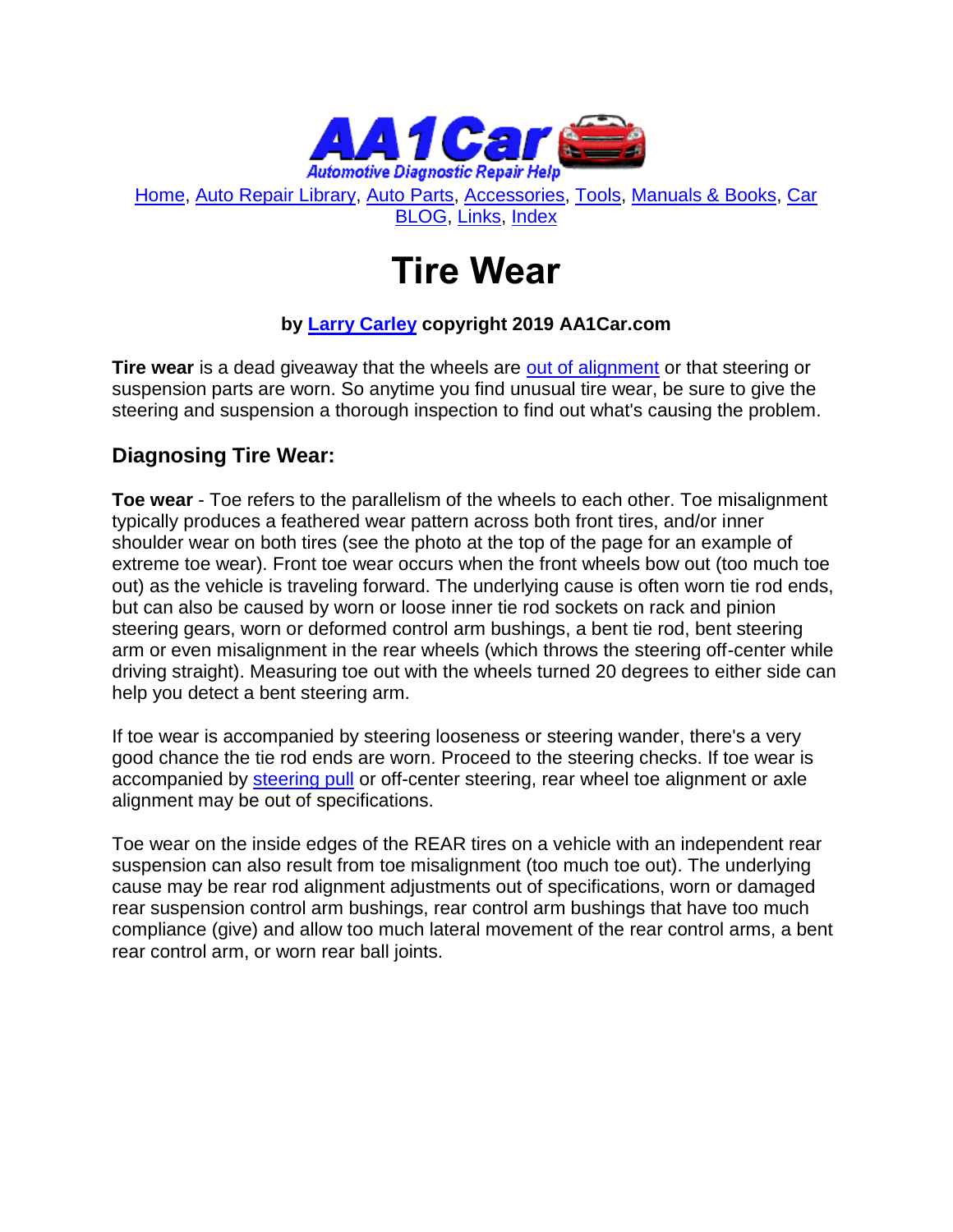AA1Car Automotive Diagnostic Repair Help

Home, Auto Repair Library, Auto Parts, Accessories, Tools, Manuals & Books, Car BLOG, Links, Index

# Tire Wear

**by Larry Carley copyright 2019 AA1Car.com**

**Tire wear** is a dead giveaway that the wheels are out of alignment or that steering or suspension parts are worn. So anytime you find unusual tire wear, be sure to give the steering and suspension a thorough inspection to find out what's causing the problem.

## Diagnosing Tire Wear:

**Toe wear** - Toe refers to the parallelism of the wheels to each other. Toe misalignment typically produces a feathered wear pattern across both front tires, and/or inner shoulder wear on both tires (see the photo at the top of the page for an example of extreme toe wear). Front toe wear occurs when the front wheels bow out (too much toe out) as the vehicle is traveling forward. The underlying cause is often worn tie rod ends, but can also be caused by worn or loose inner tie rod sockets on rack and pinion steering gears, worn or deformed control arm bushings, a bent tie rod, bent steering arm or even misalignment in the rear wheels (which throws the steering off-center while driving straight). Measuring toe out with the wheels turned 20 degrees to either side can help you detect a bent steering arm.

If toe wear is accompanied by steering looseness or steering wander, there's a very good chance the tie rod ends are worn. Proceed to the steering checks. If toe wear is accompanied by steering pull or off-center steering, rear wheel toe alignment or axle alignment may be out of specifications.

Toe wear on the inside edges of the REAR tires on a vehicle with an independent rear suspension can also result from toe misalignment (too much toe out). The underlying cause may be rear rod alignment adjustments out of specifications, worn or damaged rear suspension control arm bushings, rear control arm bushings that have too much compliance (give) and allow too much lateral movement of the rear control arms, a bent rear control arm, or worn rear ball joints.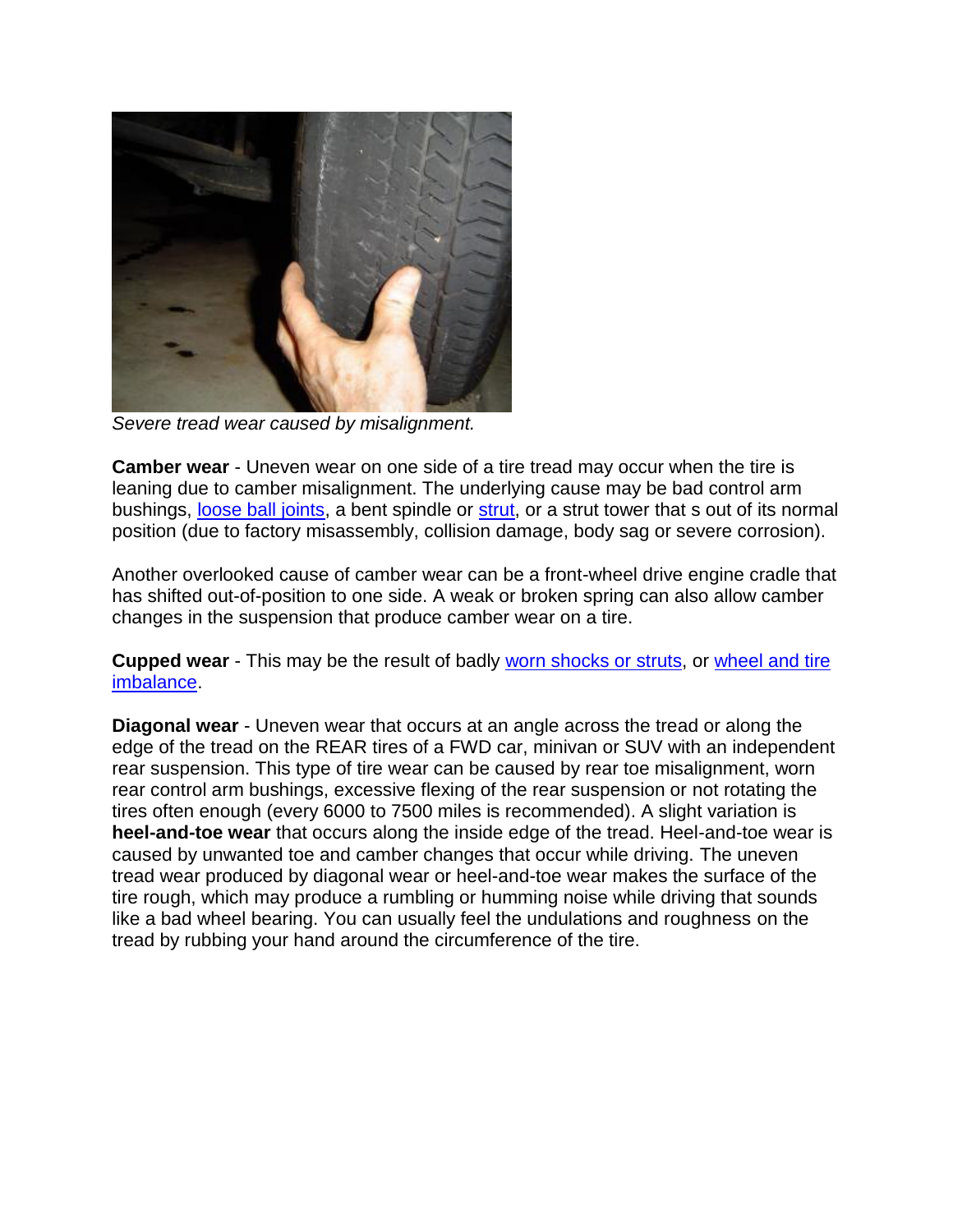*Severe tread wear caused by misalignment.*

**Camber wear** - Uneven wear on one side of a tire tread may occur when the tire is leaning due to camber misalignment. The underlying cause may be bad control arm bushings, loose ball joints, a bent spindle or strut, or a strut tower that s out of its normal position (due to factory misassembly, collision damage, body sag or severe corrosion).

Another overlooked cause of camber wear can be a front-wheel drive engine cradle that has shifted out-of-position to one side. A weak or broken spring can also allow camber changes in the suspension that produce camber wear on a tire.

**Cupped wear** - This may be the result of badly worn shocks or struts, or wheel and tire imbalance.

**Diagonal wear** - Uneven wear that occurs at an angle across the tread or along the edge of the tread on the REAR tires of a FWD car, minivan or SUV with an independent rear suspension. This type of tire wear can be caused by rear toe misalignment, worn rear control arm bushings, excessive flexing of the rear suspension or not rotating the tires often enough (every 6000 to 7500 miles is recommended). A slight variation is **heel-and-toe wear** that occurs along the inside edge of the tread. Heel-and-toe wear is caused by unwanted toe and camber changes that occur while driving. The uneven tread wear produced by diagonal wear or heel-and-toe wear makes the surface of the tire rough, which may produce a rumbling or humming noise while driving that sounds like a bad wheel bearing. You can usually feel the undulations and roughness on the tread by rubbing your hand around the circumference of the tire.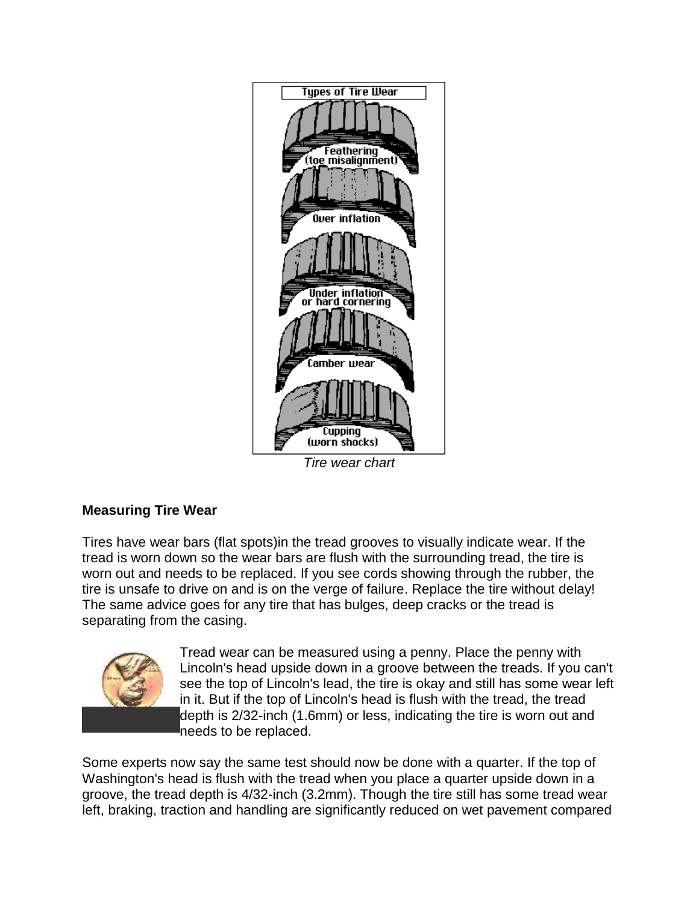Tire wear chart

**Measuring Tire Wear**

Tires have wear bars (flat spots)in the tread grooves to visually indicate wear. If the tread is worn down so the wear bars are flush with the surrounding tread, the tire is worn out and needs to be replaced. If you see cords showing through the rubber, the tire is unsafe to drive on and is on the verge of failure. Replace the tire without delay! The same advice goes for any tire that has bulges, deep cracks or the tread is separating from the casing.

Tread wear can be measured using a penny. Place the penny with Lincoln's head upside down in a groove between the treads. If you can't see the top of Lincoln's lead, the tire is okay and still has some wear left in it. But if the top of Lincoln's head is flush with the tread, the tread depth is 2/32-inch (1.6mm) or less, indicating the tire is worn out and needs to be replaced.

Some experts now say the same test should now be done with a quarter. If the top of Washington's head is flush with the tread when you place a quarter upside down in a groove, the tread depth is 4/32-inch (3.2mm). Though the tire still has some tread wear left, braking, traction and handling are significantly reduced on wet pavement compared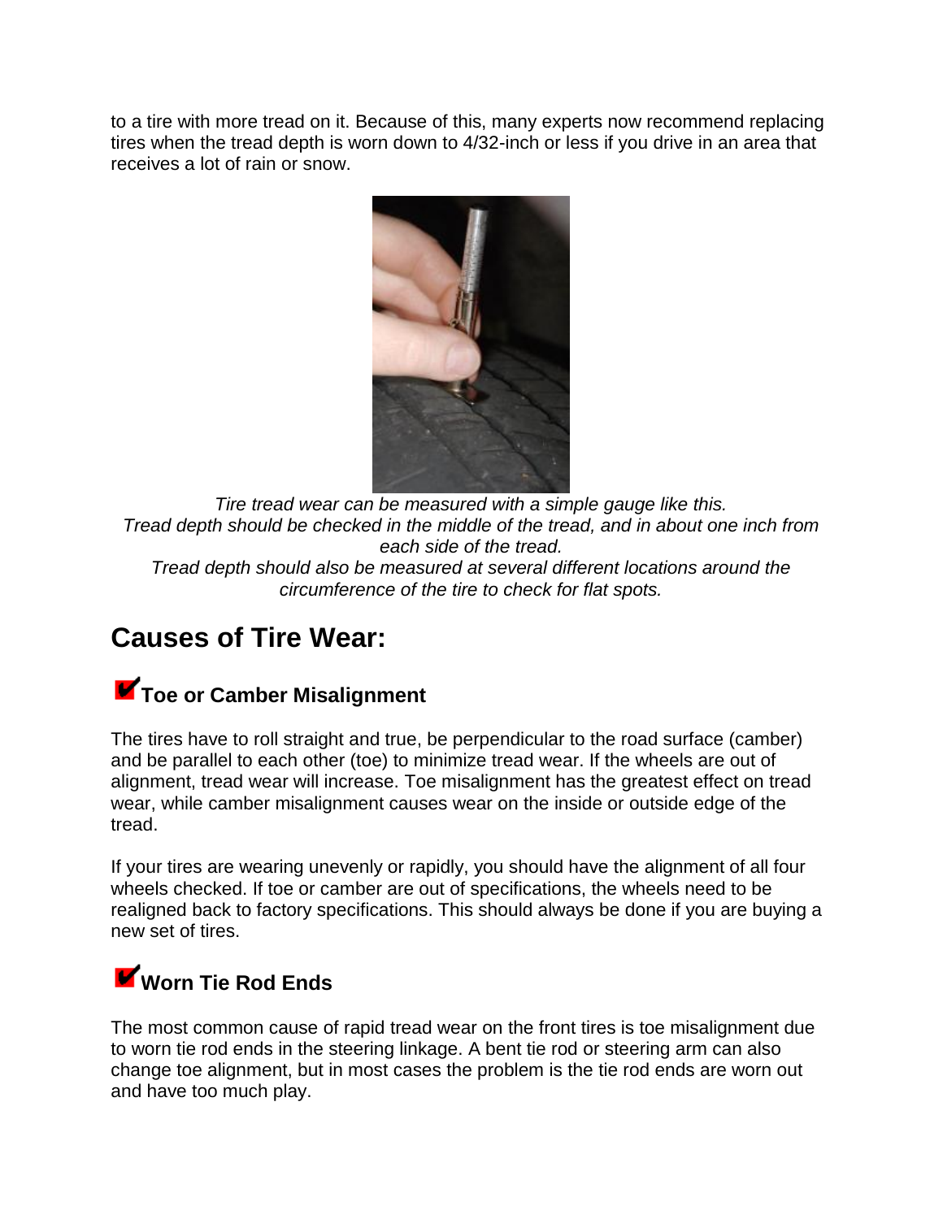to a tire with more tread on it. Because of this, many experts now recommend replacing tires when the tread depth is worn down to 4/32-inch or less if you drive in an area that receives a lot of rain or snow.

*Tire tread wear can be measured with a simple gauge like this.*
*Tread depth should be checked in the middle of the tread, and in about one inch from each side of the tread.*
*Tread depth should also be measured at several different locations around the circumference of the tire to check for flat spots.*

## Causes of Tire Wear:

### Toe or Camber Misalignment

The tires have to roll straight and true, be perpendicular to the road surface (camber) and be parallel to each other (toe) to minimize tread wear. If the wheels are out of alignment, tread wear will increase. Toe misalignment has the greatest effect on tread wear, while camber misalignment causes wear on the inside or outside edge of the tread.

If your tires are wearing unevenly or rapidly, you should have the alignment of all four wheels checked. If toe or camber are out of specifications, the wheels need to be realigned back to factory specifications. This should always be done if you are buying a new set of tires.

### Worn Tie Rod Ends

The most common cause of rapid tread wear on the front tires is toe misalignment due to worn tie rod ends in the steering linkage. A bent tie rod or steering arm can also change toe alignment, but in most cases the problem is the tie rod ends are worn out and have too much play.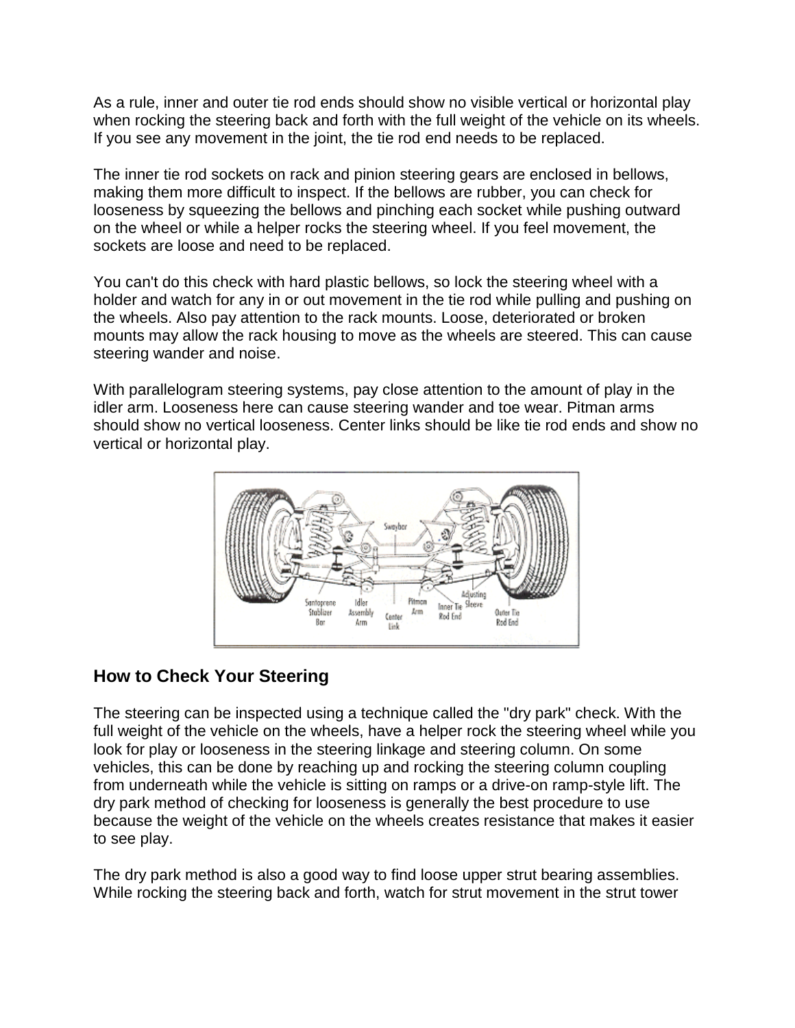As a rule, inner and outer tie rod ends should show no visible vertical or horizontal play when rocking the steering back and forth with the full weight of the vehicle on its wheels. If you see any movement in the joint, the tie rod end needs to be replaced.

The inner tie rod sockets on rack and pinion steering gears are enclosed in bellows, making them more difficult to inspect. If the bellows are rubber, you can check for looseness by squeezing the bellows and pinching each socket while pushing outward on the wheel or while a helper rocks the steering wheel. If you feel movement, the sockets are loose and need to be replaced.

You can't do this check with hard plastic bellows, so lock the steering wheel with a holder and watch for any in or out movement in the tie rod while pulling and pushing on the wheels. Also pay attention to the rack mounts. Loose, deteriorated or broken mounts may allow the rack housing to move as the wheels are steered. This can cause steering wander and noise.

With parallelogram steering systems, pay close attention to the amount of play in the idler arm. Looseness here can cause steering wander and toe wear. Pitman arms should show no vertical looseness. Center links should be like tie rod ends and show no vertical or horizontal play.

## How to Check Your Steering

The steering can be inspected using a technique called the "dry park" check. With the full weight of the vehicle on the wheels, have a helper rock the steering wheel while you look for play or looseness in the steering linkage and steering column. On some vehicles, this can be done by reaching up and rocking the steering column coupling from underneath while the vehicle is sitting on ramps or a drive-on ramp-style lift. The dry park method of checking for looseness is generally the best procedure to use because the weight of the vehicle on the wheels creates resistance that makes it easier to see play.

The dry park method is also a good way to find loose upper strut bearing assemblies. While rocking the steering back and forth, watch for strut movement in the strut tower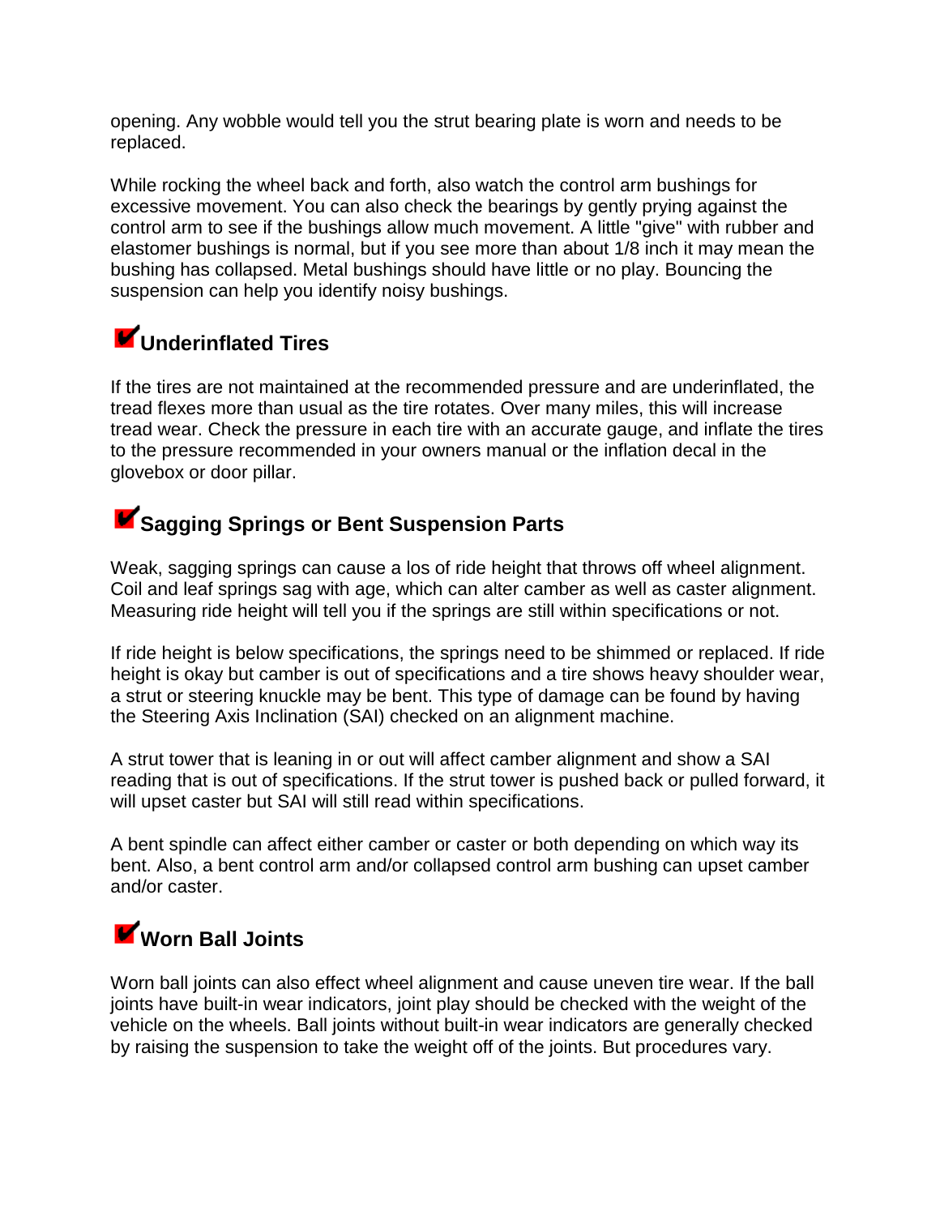opening. Any wobble would tell you the strut bearing plate is worn and needs to be replaced.

While rocking the wheel back and forth, also watch the control arm bushings for excessive movement. You can also check the bearings by gently prying against the control arm to see if the bushings allow much movement. A little "give" with rubber and elastomer bushings is normal, but if you see more than about 1/8 inch it may mean the bushing has collapsed. Metal bushings should have little or no play. Bouncing the suspension can help you identify noisy bushings.

## ✔Underinflated Tires

If the tires are not maintained at the recommended pressure and are underinflated, the tread flexes more than usual as the tire rotates. Over many miles, this will increase tread wear. Check the pressure in each tire with an accurate gauge, and inflate the tires to the pressure recommended in your owners manual or the inflation decal in the glovebox or door pillar.

## ✔Sagging Springs or Bent Suspension Parts

Weak, sagging springs can cause a los of ride height that throws off wheel alignment. Coil and leaf springs sag with age, which can alter camber as well as caster alignment. Measuring ride height will tell you if the springs are still within specifications or not.

If ride height is below specifications, the springs need to be shimmed or replaced. If ride height is okay but camber is out of specifications and a tire shows heavy shoulder wear, a strut or steering knuckle may be bent. This type of damage can be found by having the Steering Axis Inclination (SAI) checked on an alignment machine.

A strut tower that is leaning in or out will affect camber alignment and show a SAI reading that is out of specifications. If the strut tower is pushed back or pulled forward, it will upset caster but SAI will still read within specifications.

A bent spindle can affect either camber or caster or both depending on which way its bent. Also, a bent control arm and/or collapsed control arm bushing can upset camber and/or caster.

## ✔Worn Ball Joints

Worn ball joints can also effect wheel alignment and cause uneven tire wear. If the ball joints have built-in wear indicators, joint play should be checked with the weight of the vehicle on the wheels. Ball joints without built-in wear indicators are generally checked by raising the suspension to take the weight off of the joints. But procedures vary.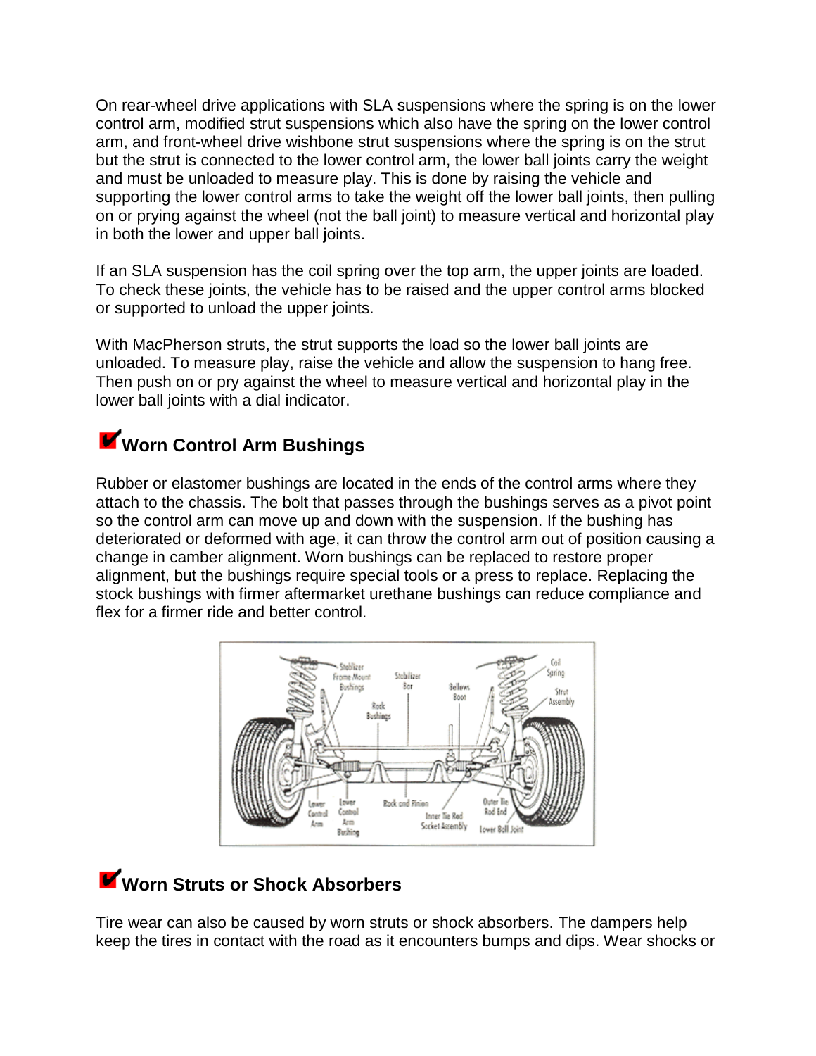On rear-wheel drive applications with SLA suspensions where the spring is on the lower control arm, modified strut suspensions which also have the spring on the lower control arm, and front-wheel drive wishbone strut suspensions where the spring is on the strut but the strut is connected to the lower control arm, the lower ball joints carry the weight and must be unloaded to measure play. This is done by raising the vehicle and supporting the lower control arms to take the weight off the lower ball joints, then pulling on or prying against the wheel (not the ball joint) to measure vertical and horizontal play in both the lower and upper ball joints.

If an SLA suspension has the coil spring over the top arm, the upper joints are loaded. To check these joints, the vehicle has to be raised and the upper control arms blocked or supported to unload the upper joints.

With MacPherson struts, the strut supports the load so the lower ball joints are unloaded. To measure play, raise the vehicle and allow the suspension to hang free. Then push on or pry against the wheel to measure vertical and horizontal play in the lower ball joints with a dial indicator.

## Worn Control Arm Bushings

Rubber or elastomer bushings are located in the ends of the control arms where they attach to the chassis. The bolt that passes through the bushings serves as a pivot point so the control arm can move up and down with the suspension. If the bushing has deteriorated or deformed with age, it can throw the control arm out of position causing a change in camber alignment. Worn bushings can be replaced to restore proper alignment, but the bushings require special tools or a press to replace. Replacing the stock bushings with firmer aftermarket urethane bushings can reduce compliance and flex for a firmer ride and better control.

## Worn Struts or Shock Absorbers

Tire wear can also be caused by worn struts or shock absorbers. The dampers help keep the tires in contact with the road as it encounters bumps and dips. Wear shocks or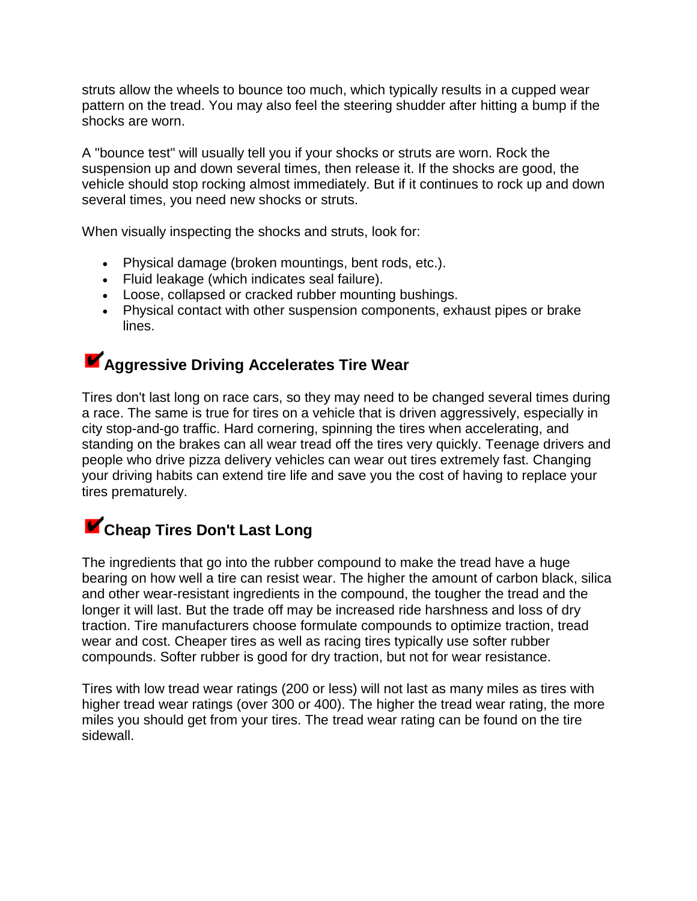struts allow the wheels to bounce too much, which typically results in a cupped wear pattern on the tread. You may also feel the steering shudder after hitting a bump if the shocks are worn.

A "bounce test" will usually tell you if your shocks or struts are worn. Rock the suspension up and down several times, then release it. If the shocks are good, the vehicle should stop rocking almost immediately. But if it continues to rock up and down several times, you need new shocks or struts.

When visually inspecting the shocks and struts, look for:

- Physical damage (broken mountings, bent rods, etc.).
- Fluid leakage (which indicates seal failure).
- Loose, collapsed or cracked rubber mounting bushings.
- Physical contact with other suspension components, exhaust pipes or brake lines.

## Aggressive Driving Accelerates Tire Wear

Tires don't last long on race cars, so they may need to be changed several times during a race. The same is true for tires on a vehicle that is driven aggressively, especially in city stop-and-go traffic. Hard cornering, spinning the tires when accelerating, and standing on the brakes can all wear tread off the tires very quickly. Teenage drivers and people who drive pizza delivery vehicles can wear out tires extremely fast. Changing your driving habits can extend tire life and save you the cost of having to replace your tires prematurely.

## Cheap Tires Don't Last Long

The ingredients that go into the rubber compound to make the tread have a huge bearing on how well a tire can resist wear. The higher the amount of carbon black, silica and other wear-resistant ingredients in the compound, the tougher the tread and the longer it will last. But the trade off may be increased ride harshness and loss of dry traction. Tire manufacturers choose formulate compounds to optimize traction, tread wear and cost. Cheaper tires as well as racing tires typically use softer rubber compounds. Softer rubber is good for dry traction, but not for wear resistance.

Tires with low tread wear ratings (200 or less) will not last as many miles as tires with higher tread wear ratings (over 300 or 400). The higher the tread wear rating, the more miles you should get from your tires. The tread wear rating can be found on the tire sidewall.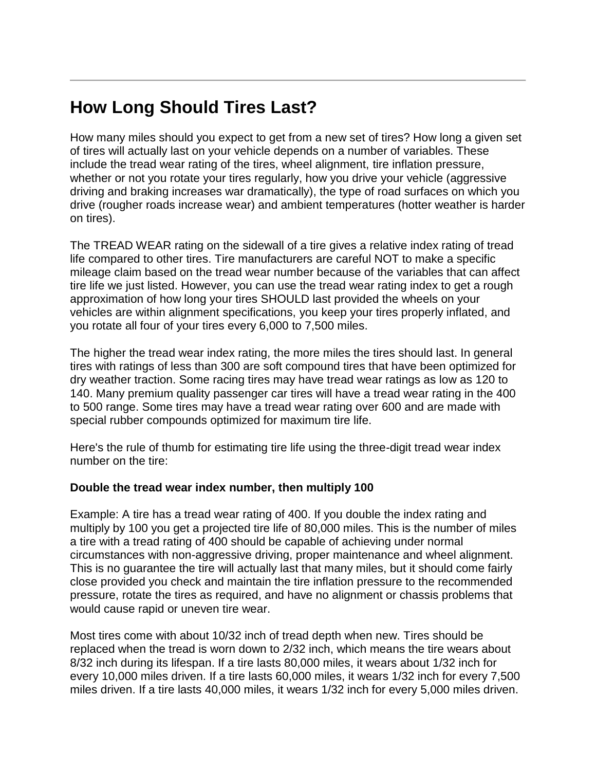## How Long Should Tires Last?

How many miles should you expect to get from a new set of tires? How long a given set of tires will actually last on your vehicle depends on a number of variables. These include the tread wear rating of the tires, wheel alignment, tire inflation pressure, whether or not you rotate your tires regularly, how you drive your vehicle (aggressive driving and braking increases war dramatically), the type of road surfaces on which you drive (rougher roads increase wear) and ambient temperatures (hotter weather is harder on tires).

The TREAD WEAR rating on the sidewall of a tire gives a relative index rating of tread life compared to other tires. Tire manufacturers are careful NOT to make a specific mileage claim based on the tread wear number because of the variables that can affect tire life we just listed. However, you can use the tread wear rating index to get a rough approximation of how long your tires SHOULD last provided the wheels on your vehicles are within alignment specifications, you keep your tires properly inflated, and you rotate all four of your tires every 6,000 to 7,500 miles.

The higher the tread wear index rating, the more miles the tires should last. In general tires with ratings of less than 300 are soft compound tires that have been optimized for dry weather traction. Some racing tires may have tread wear ratings as low as 120 to 140. Many premium quality passenger car tires will have a tread wear rating in the 400 to 500 range. Some tires may have a tread wear rating over 600 and are made with special rubber compounds optimized for maximum tire life.

Here's the rule of thumb for estimating tire life using the three-digit tread wear index number on the tire:

**Double the tread wear index number, then multiply 100**

Example: A tire has a tread wear rating of 400. If you double the index rating and multiply by 100 you get a projected tire life of 80,000 miles. This is the number of miles a tire with a tread rating of 400 should be capable of achieving under normal circumstances with non-aggressive driving, proper maintenance and wheel alignment. This is no guarantee the tire will actually last that many miles, but it should come fairly close provided you check and maintain the tire inflation pressure to the recommended pressure, rotate the tires as required, and have no alignment or chassis problems that would cause rapid or uneven tire wear.

Most tires come with about 10/32 inch of tread depth when new. Tires should be replaced when the tread is worn down to 2/32 inch, which means the tire wears about 8/32 inch during its lifespan. If a tire lasts 80,000 miles, it wears about 1/32 inch for every 10,000 miles driven. If a tire lasts 60,000 miles, it wears 1/32 inch for every 7,500 miles driven. If a tire lasts 40,000 miles, it wears 1/32 inch for every 5,000 miles driven.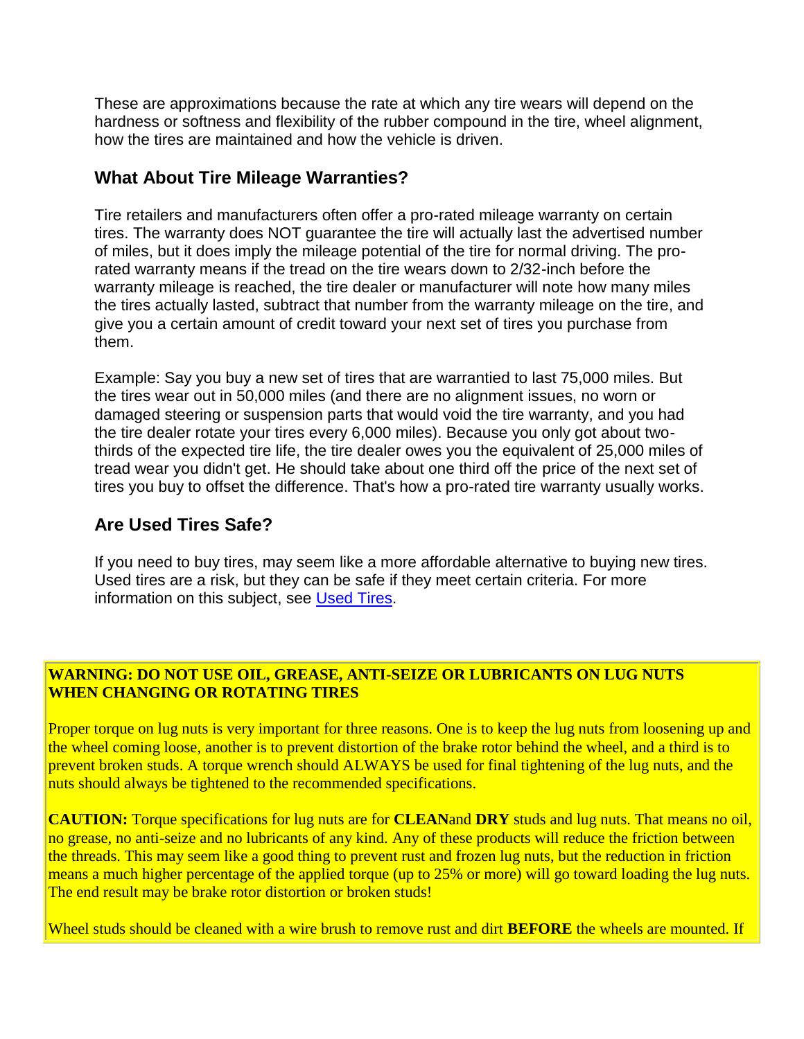These are approximations because the rate at which any tire wears will depend on the hardness or softness and flexibility of the rubber compound in the tire, wheel alignment, how the tires are maintained and how the vehicle is driven.

### What About Tire Mileage Warranties?

Tire retailers and manufacturers often offer a pro-rated mileage warranty on certain tires. The warranty does NOT guarantee the tire will actually last the advertised number of miles, but it does imply the mileage potential of the tire for normal driving. The pro-rated warranty means if the tread on the tire wears down to 2/32-inch before the warranty mileage is reached, the tire dealer or manufacturer will note how many miles the tires actually lasted, subtract that number from the warranty mileage on the tire, and give you a certain amount of credit toward your next set of tires you purchase from them.

Example: Say you buy a new set of tires that are warrantied to last 75,000 miles. But the tires wear out in 50,000 miles (and there are no alignment issues, no worn or damaged steering or suspension parts that would void the tire warranty, and you had the tire dealer rotate your tires every 6,000 miles). Because you only got about two-thirds of the expected tire life, the tire dealer owes you the equivalent of 25,000 miles of tread wear you didn't get. He should take about one third off the price of the next set of tires you buy to offset the difference. That's how a pro-rated tire warranty usually works.

### Are Used Tires Safe?

If you need to buy tires, may seem like a more affordable alternative to buying new tires. Used tires are a risk, but they can be safe if they meet certain criteria. For more information on this subject, see Used Tires.

**WARNING: DO NOT USE OIL, GREASE, ANTI-SEIZE OR LUBRICANTS ON LUG NUTS WHEN CHANGING OR ROTATING TIRES**

Proper torque on lug nuts is very important for three reasons. One is to keep the lug nuts from loosening up and the wheel coming loose, another is to prevent distortion of the brake rotor behind the wheel, and a third is to prevent broken studs. A torque wrench should ALWAYS be used for final tightening of the lug nuts, and the nuts should always be tightened to the recommended specifications.

**CAUTION:** Torque specifications for lug nuts are for **CLEAN**and **DRY** studs and lug nuts. That means no oil, no grease, no anti-seize and no lubricants of any kind. Any of these products will reduce the friction between the threads. This may seem like a good thing to prevent rust and frozen lug nuts, but the reduction in friction means a much higher percentage of the applied torque (up to 25% or more) will go toward loading the lug nuts. The end result may be brake rotor distortion or broken studs!

Wheel studs should be cleaned with a wire brush to remove rust and dirt **BEFORE** the wheels are mounted. If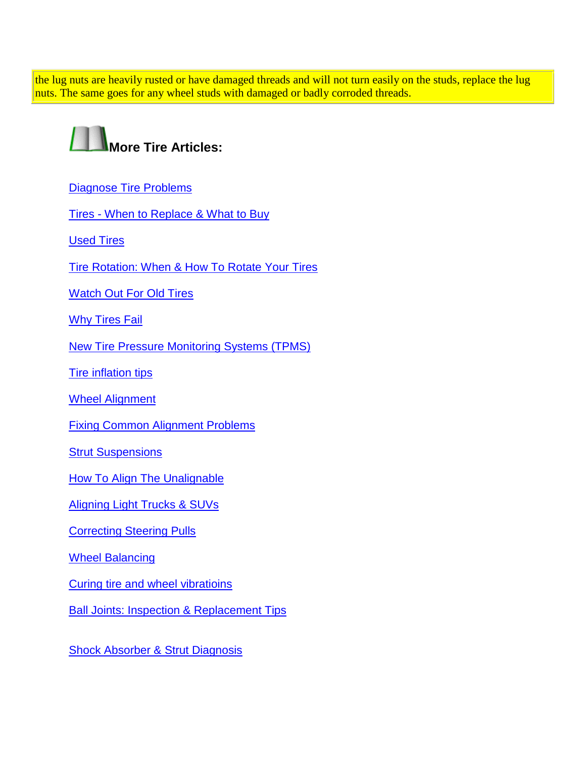the lug nuts are heavily rusted or have damaged threads and will not turn easily on the studs, replace the lug nuts. The same goes for any wheel studs with damaged or badly corroded threads.

## More Tire Articles:

Diagnose Tire Problems

Tires - When to Replace & What to Buy

Used Tires

Tire Rotation: When & How To Rotate Your Tires

Watch Out For Old Tires

Why Tires Fail

New Tire Pressure Monitoring Systems (TPMS)

Tire inflation tips

Wheel Alignment

Fixing Common Alignment Problems

Strut Suspensions

How To Align The Unalignable

Aligning Light Trucks & SUVs

Correcting Steering Pulls

Wheel Balancing

Curing tire and wheel vibratioins

Ball Joints: Inspection & Replacement Tips

Shock Absorber & Strut Diagnosis